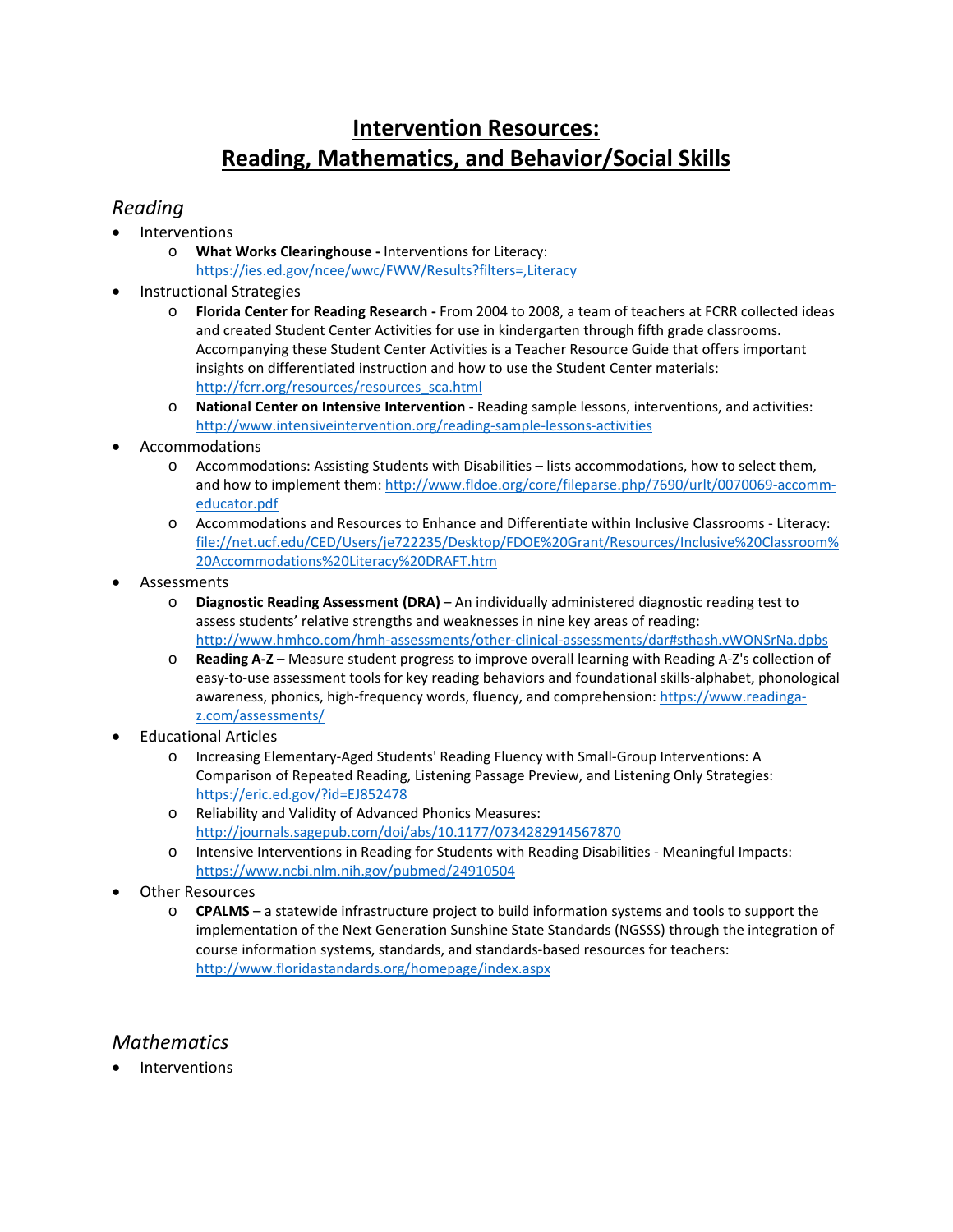# Intervention Resources: Reading, Mathematics, and Behavior/Social Skills

## *Reading*

- Interventions
  - **What Works Clearinghouse -** Interventions for Literacy: https://ies.ed.gov/ncee/wwc/FWW/Results?filters=,Literacy
- Instructional Strategies
  - **Florida Center for Reading Research -** From 2004 to 2008, a team of teachers at FCRR collected ideas and created Student Center Activities for use in kindergarten through fifth grade classrooms. Accompanying these Student Center Activities is a Teacher Resource Guide that offers important insights on differentiated instruction and how to use the Student Center materials: http://fcrr.org/resources/resources_sca.html
  - **National Center on Intensive Intervention -** Reading sample lessons, interventions, and activities: http://www.intensiveintervention.org/reading-sample-lessons-activities
- Accommodations
  - Accommodations: Assisting Students with Disabilities – lists accommodations, how to select them, and how to implement them: http://www.fldoe.org/core/fileparse.php/7690/urlt/0070069-accomm-educator.pdf
  - Accommodations and Resources to Enhance and Differentiate within Inclusive Classrooms - Literacy: file://net.ucf.edu/CED/Users/je722235/Desktop/FDOE%20Grant/Resources/Inclusive%20Classroom%20Accommodations%20Literacy%20DRAFT.htm
- Assessments
  - **Diagnostic Reading Assessment (DRA)** – An individually administered diagnostic reading test to assess students' relative strengths and weaknesses in nine key areas of reading: http://www.hmhco.com/hmh-assessments/other-clinical-assessments/dar#sthash.vWONSrNa.dpbs
  - **Reading A-Z** – Measure student progress to improve overall learning with Reading A-Z's collection of easy-to-use assessment tools for key reading behaviors and foundational skills-alphabet, phonological awareness, phonics, high-frequency words, fluency, and comprehension: https://www.readinga-z.com/assessments/
- Educational Articles
  - Increasing Elementary-Aged Students' Reading Fluency with Small-Group Interventions: A Comparison of Repeated Reading, Listening Passage Preview, and Listening Only Strategies: https://eric.ed.gov/?id=EJ852478
  - Reliability and Validity of Advanced Phonics Measures: http://journals.sagepub.com/doi/abs/10.1177/0734282914567870
  - Intensive Interventions in Reading for Students with Reading Disabilities - Meaningful Impacts: https://www.ncbi.nlm.nih.gov/pubmed/24910504
- Other Resources
  - **CPALMS** – a statewide infrastructure project to build information systems and tools to support the implementation of the Next Generation Sunshine State Standards (NGSSS) through the integration of course information systems, standards, and standards-based resources for teachers: http://www.floridastandards.org/homepage/index.aspx

## *Mathematics*

- Interventions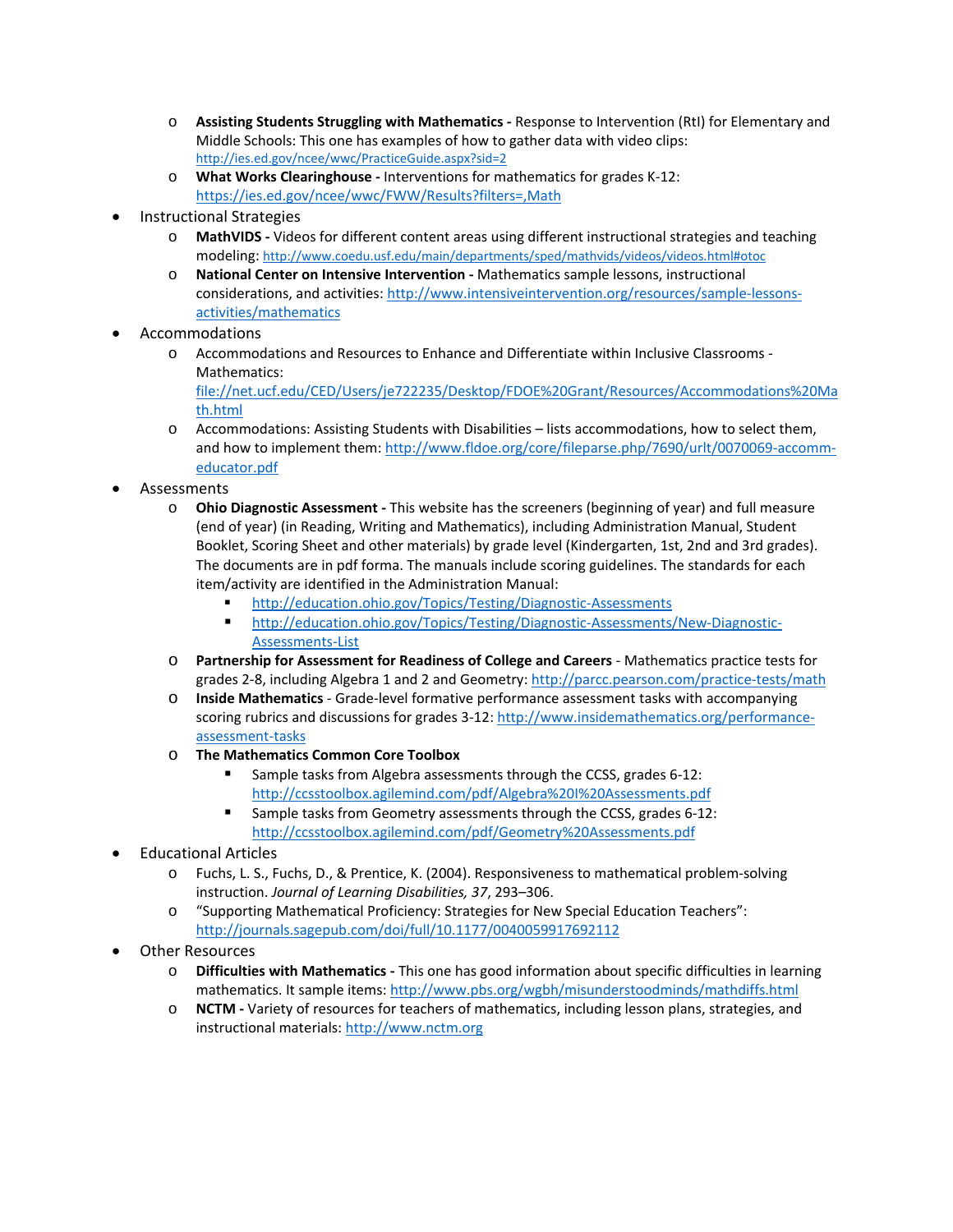- **Assisting Students Struggling with Mathematics -** Response to Intervention (RtI) for Elementary and Middle Schools: This one has examples of how to gather data with video clips: http://ies.ed.gov/ncee/wwc/PracticeGuide.aspx?sid=2
  - **What Works Clearinghouse -** Interventions for mathematics for grades K-12: https://ies.ed.gov/ncee/wwc/FWW/Results?filters=,Math
- Instructional Strategies
  - **MathVIDS -** Videos for different content areas using different instructional strategies and teaching modeling: http://www.coedu.usf.edu/main/departments/sped/mathvids/videos/videos.html#otoc
  - **National Center on Intensive Intervention -** Mathematics sample lessons, instructional considerations, and activities: http://www.intensiveintervention.org/resources/sample-lessons-activities/mathematics
- Accommodations
  - Accommodations and Resources to Enhance and Differentiate within Inclusive Classrooms - Mathematics: file://net.ucf.edu/CED/Users/je722235/Desktop/FDOE%20Grant/Resources/Accommodations%20Math.html
  - Accommodations: Assisting Students with Disabilities – lists accommodations, how to select them, and how to implement them: http://www.fldoe.org/core/fileparse.php/7690/urlt/0070069-accomm-educator.pdf
- Assessments
  - **Ohio Diagnostic Assessment -** This website has the screeners (beginning of year) and full measure (end of year) (in Reading, Writing and Mathematics), including Administration Manual, Student Booklet, Scoring Sheet and other materials) by grade level (Kindergarten, 1st, 2nd and 3rd grades). The documents are in pdf forma. The manuals include scoring guidelines. The standards for each item/activity are identified in the Administration Manual:
    - http://education.ohio.gov/Topics/Testing/Diagnostic-Assessments
    - http://education.ohio.gov/Topics/Testing/Diagnostic-Assessments/New-Diagnostic-Assessments-List
  - **Partnership for Assessment for Readiness of College and Careers** - Mathematics practice tests for grades 2-8, including Algebra 1 and 2 and Geometry: http://parcc.pearson.com/practice-tests/math
  - **Inside Mathematics** - Grade-level formative performance assessment tasks with accompanying scoring rubrics and discussions for grades 3-12: http://www.insidemathematics.org/performance-assessment-tasks
  - **The Mathematics Common Core Toolbox**
    - Sample tasks from Algebra assessments through the CCSS, grades 6-12: http://ccsstoolbox.agilemind.com/pdf/Algebra%20I%20Assessments.pdf
    - Sample tasks from Geometry assessments through the CCSS, grades 6-12: http://ccsstoolbox.agilemind.com/pdf/Geometry%20Assessments.pdf
- Educational Articles
  - Fuchs, L. S., Fuchs, D., & Prentice, K. (2004). Responsiveness to mathematical problem-solving instruction. *Journal of Learning Disabilities, 37*, 293–306.
  - "Supporting Mathematical Proficiency: Strategies for New Special Education Teachers": http://journals.sagepub.com/doi/full/10.1177/0040059917692112
- Other Resources
  - **Difficulties with Mathematics -** This one has good information about specific difficulties in learning mathematics. It sample items: http://www.pbs.org/wgbh/misunderstoodminds/mathdiffs.html
  - **NCTM -** Variety of resources for teachers of mathematics, including lesson plans, strategies, and instructional materials: http://www.nctm.org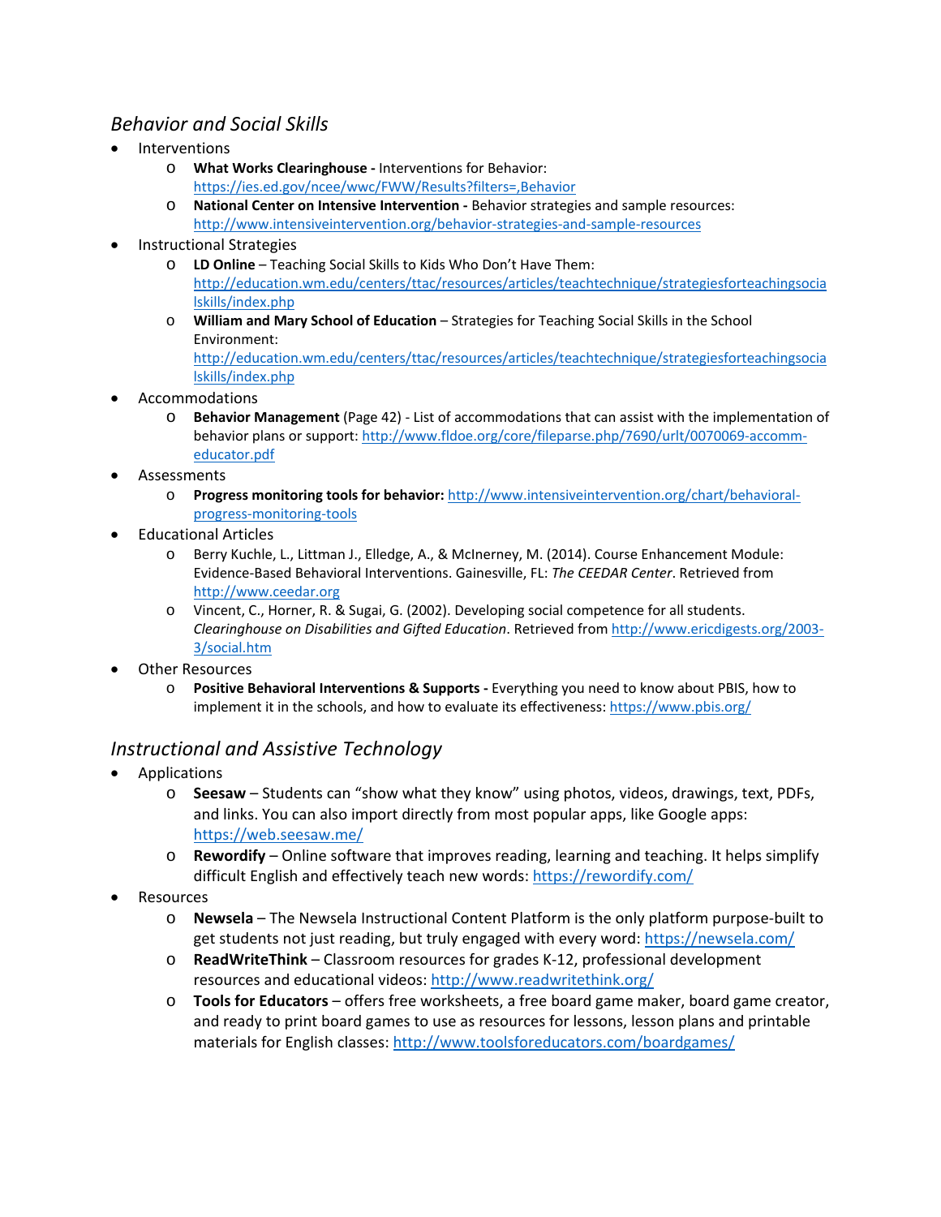## *Behavior and Social Skills*

- Interventions
    - **What Works Clearinghouse -** Interventions for Behavior: https://ies.ed.gov/ncee/wwc/FWW/Results?filters=,Behavior
    - **National Center on Intensive Intervention -** Behavior strategies and sample resources: http://www.intensiveintervention.org/behavior-strategies-and-sample-resources
- Instructional Strategies
    - **LD Online** – Teaching Social Skills to Kids Who Don't Have Them: http://education.wm.edu/centers/ttac/resources/articles/teachtechnique/strategiesforteachingsocialskills/index.php
    - **William and Mary School of Education** – Strategies for Teaching Social Skills in the School Environment: http://education.wm.edu/centers/ttac/resources/articles/teachtechnique/strategiesforteachingsocialskills/index.php
- Accommodations
    - **Behavior Management** (Page 42) - List of accommodations that can assist with the implementation of behavior plans or support: http://www.fldoe.org/core/fileparse.php/7690/urlt/0070069-accomm-educator.pdf
- Assessments
    - **Progress monitoring tools for behavior:** http://www.intensiveintervention.org/chart/behavioral-progress-monitoring-tools
- Educational Articles
    - Berry Kuchle, L., Littman J., Elledge, A., & McInerney, M. (2014). Course Enhancement Module: Evidence-Based Behavioral Interventions. Gainesville, FL: *The CEEDAR Center*. Retrieved from http://www.ceedar.org
    - Vincent, C., Horner, R. & Sugai, G. (2002). Developing social competence for all students. *Clearinghouse on Disabilities and Gifted Education*. Retrieved from http://www.ericdigests.org/2003-3/social.htm
- Other Resources
    - **Positive Behavioral Interventions & Supports -** Everything you need to know about PBIS, how to implement it in the schools, and how to evaluate its effectiveness: https://www.pbis.org/

## *Instructional and Assistive Technology*

- Applications
    - **Seesaw** – Students can "show what they know" using photos, videos, drawings, text, PDFs, and links. You can also import directly from most popular apps, like Google apps: https://web.seesaw.me/
    - **Rewordify** – Online software that improves reading, learning and teaching. It helps simplify difficult English and effectively teach new words: https://rewordify.com/
- Resources
    - **Newsela** – The Newsela Instructional Content Platform is the only platform purpose-built to get students not just reading, but truly engaged with every word: https://newsela.com/
    - **ReadWriteThink** – Classroom resources for grades K-12, professional development resources and educational videos: http://www.readwritethink.org/
    - **Tools for Educators** – offers free worksheets, a free board game maker, board game creator, and ready to print board games to use as resources for lessons, lesson plans and printable materials for English classes: http://www.toolsforeducators.com/boardgames/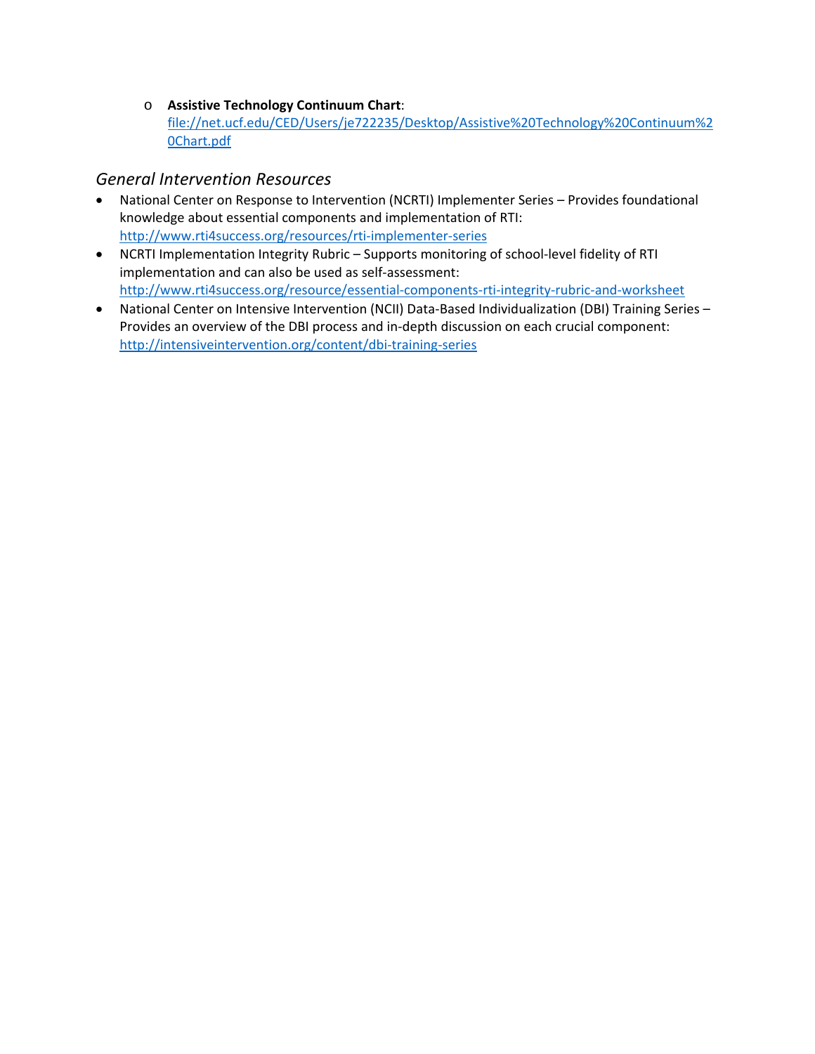- **Assistive Technology Continuum Chart**: file://net.ucf.edu/CED/Users/je722235/Desktop/Assistive%20Technology%20Continuum%20Chart.pdf

## *General Intervention Resources*

- National Center on Response to Intervention (NCRTI) Implementer Series – Provides foundational knowledge about essential components and implementation of RTI: http://www.rti4success.org/resources/rti-implementer-series
- NCRTI Implementation Integrity Rubric – Supports monitoring of school-level fidelity of RTI implementation and can also be used as self-assessment: http://www.rti4success.org/resource/essential-components-rti-integrity-rubric-and-worksheet
- National Center on Intensive Intervention (NCII) Data-Based Individualization (DBI) Training Series – Provides an overview of the DBI process and in-depth discussion on each crucial component: http://intensiveintervention.org/content/dbi-training-series